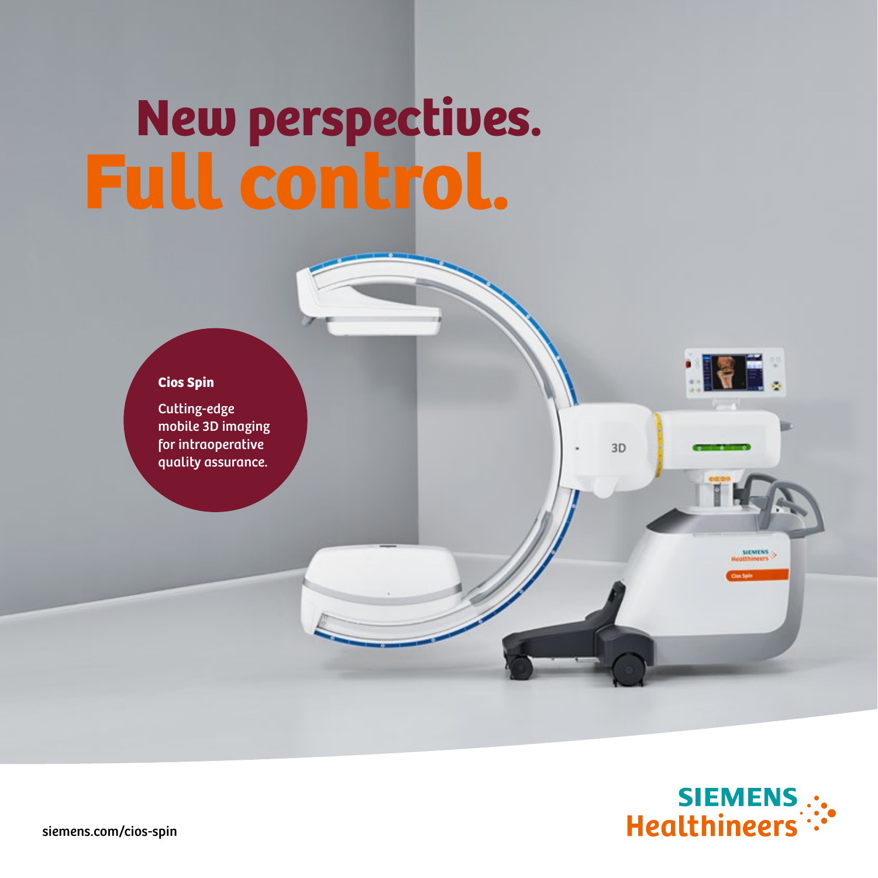# New perspectives.
# Full control.

**Cios Spin**

Cutting-edge mobile 3D imaging for intraoperative quality assurance.

siemens.com/cios-spin

SIEMENS Healthineers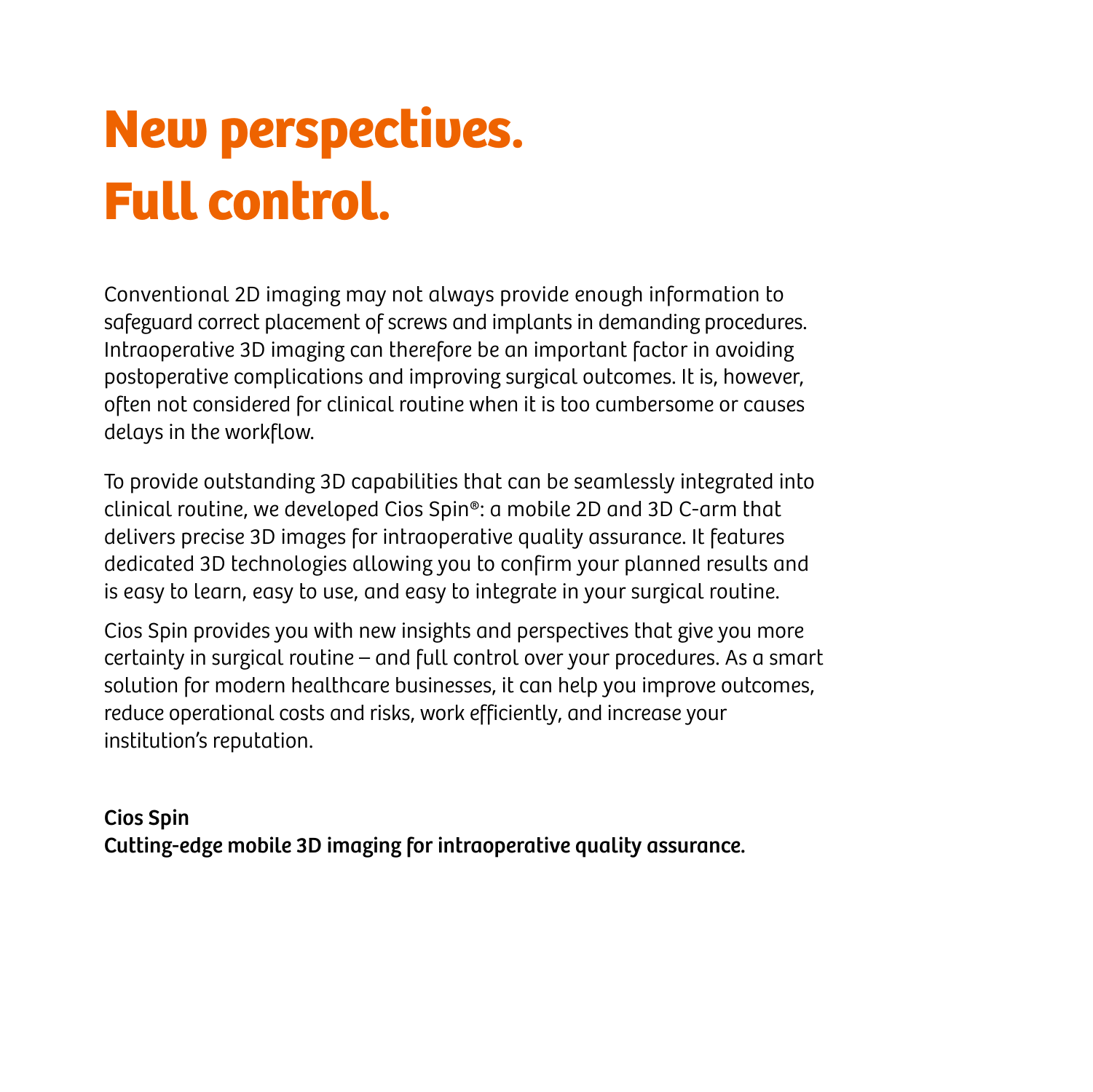# New perspectives. Full control.

Conventional 2D imaging may not always provide enough information to safeguard correct placement of screws and implants in demanding procedures. Intraoperative 3D imaging can therefore be an important factor in avoiding postoperative complications and improving surgical outcomes. It is, however, often not considered for clinical routine when it is too cumbersome or causes delays in the workflow.

To provide outstanding 3D capabilities that can be seamlessly integrated into clinical routine, we developed Cios Spin®: a mobile 2D and 3D C-arm that delivers precise 3D images for intraoperative quality assurance. It features dedicated 3D technologies allowing you to confirm your planned results and is easy to learn, easy to use, and easy to integrate in your surgical routine.

Cios Spin provides you with new insights and perspectives that give you more certainty in surgical routine – and full control over your procedures. As a smart solution for modern healthcare businesses, it can help you improve outcomes, reduce operational costs and risks, work efficiently, and increase your institution's reputation.

**Cios Spin**
**Cutting-edge mobile 3D imaging for intraoperative quality assurance.**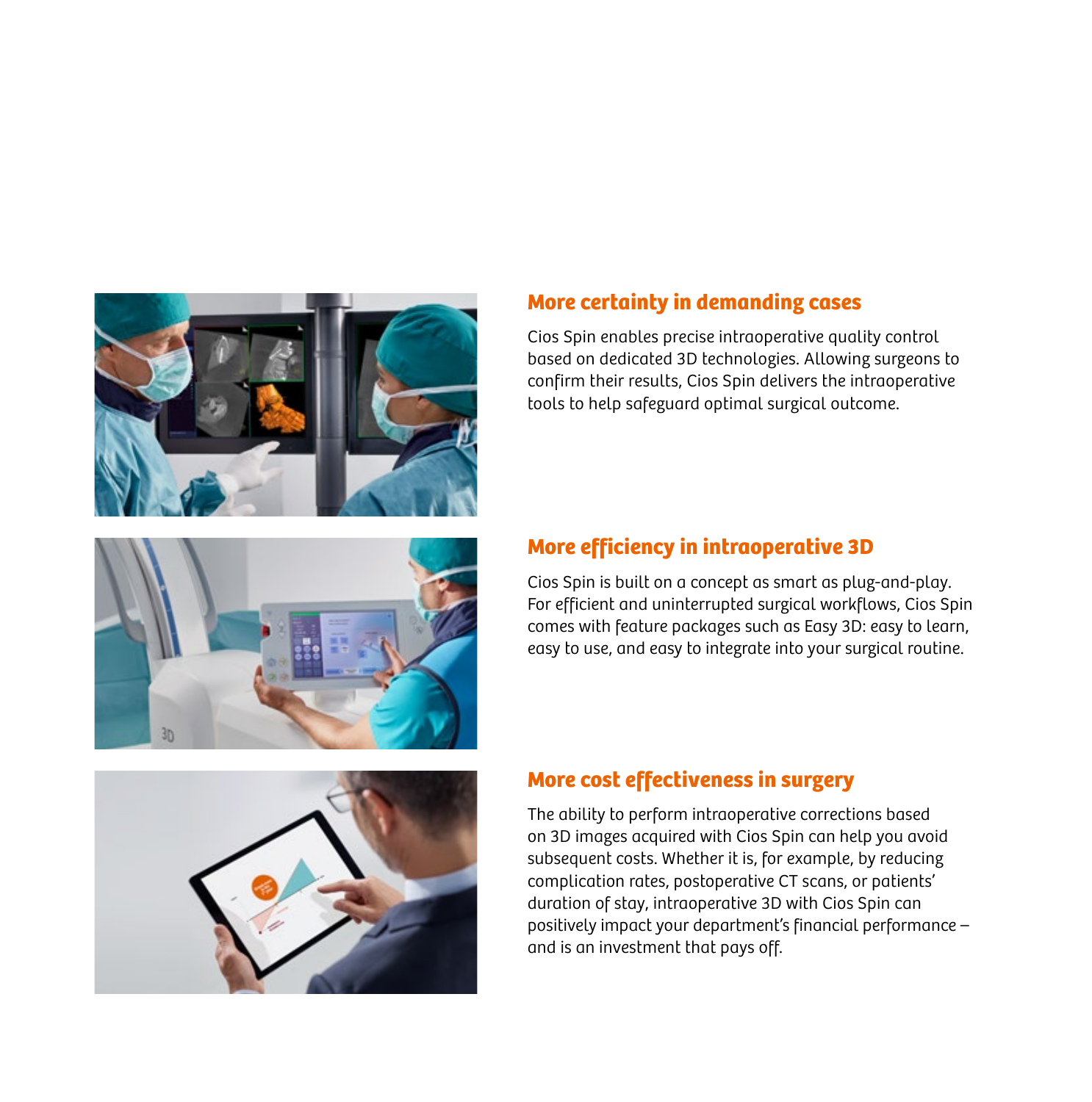## More certainty in demanding cases

Cios Spin enables precise intraoperative quality control based on dedicated 3D technologies. Allowing surgeons to confirm their results, Cios Spin delivers the intraoperative tools to help safeguard optimal surgical outcome.

## More efficiency in intraoperative 3D

Cios Spin is built on a concept as smart as plug-and-play. For efficient and uninterrupted surgical workflows, Cios Spin comes with feature packages such as Easy 3D: easy to learn, easy to use, and easy to integrate into your surgical routine.

## More cost effectiveness in surgery

The ability to perform intraoperative corrections based on 3D images acquired with Cios Spin can help you avoid subsequent costs. Whether it is, for example, by reducing complication rates, postoperative CT scans, or patients' duration of stay, intraoperative 3D with Cios Spin can positively impact your department's financial performance – and is an investment that pays off.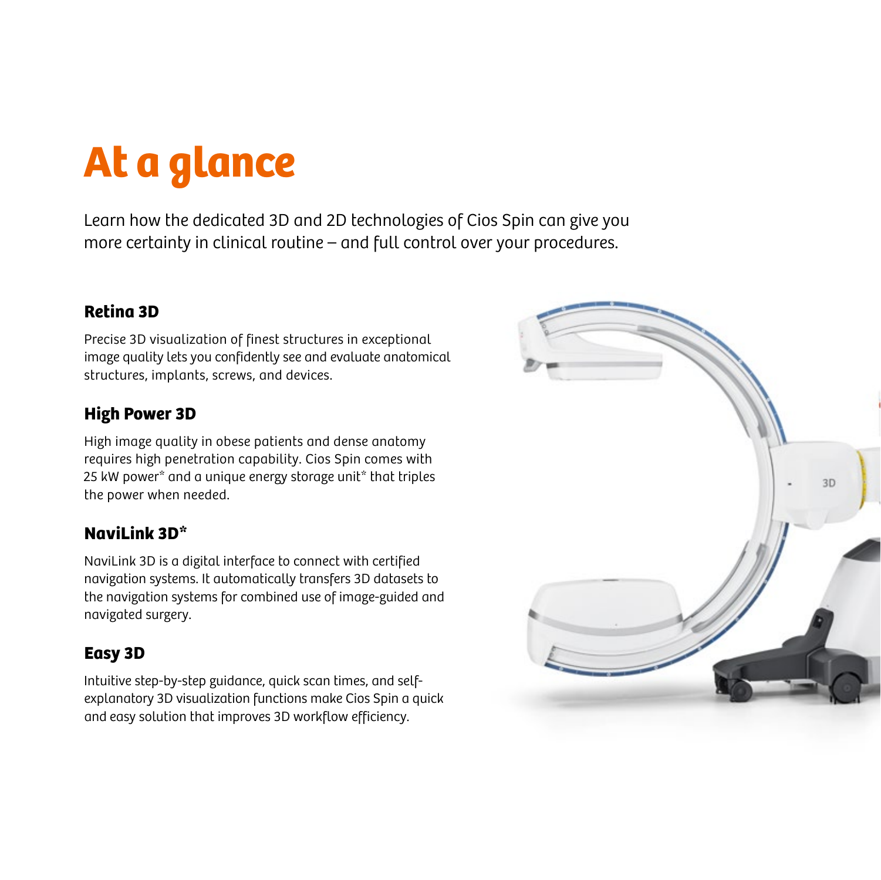# At a glance

Learn how the dedicated 3D and 2D technologies of Cios Spin can give you more certainty in clinical routine – and full control over your procedures.

### Retina 3D

Precise 3D visualization of finest structures in exceptional image quality lets you confidently see and evaluate anatomical structures, implants, screws, and devices.

### High Power 3D

High image quality in obese patients and dense anatomy requires high penetration capability. Cios Spin comes with 25 kW power* and a unique energy storage unit* that triples the power when needed.

### NaviLink 3D*

NaviLink 3D is a digital interface to connect with certified navigation systems. It automatically transfers 3D datasets to the navigation systems for combined use of image-guided and navigated surgery.

### Easy 3D

Intuitive step-by-step guidance, quick scan times, and self-explanatory 3D visualization functions make Cios Spin a quick and easy solution that improves 3D workflow efficiency.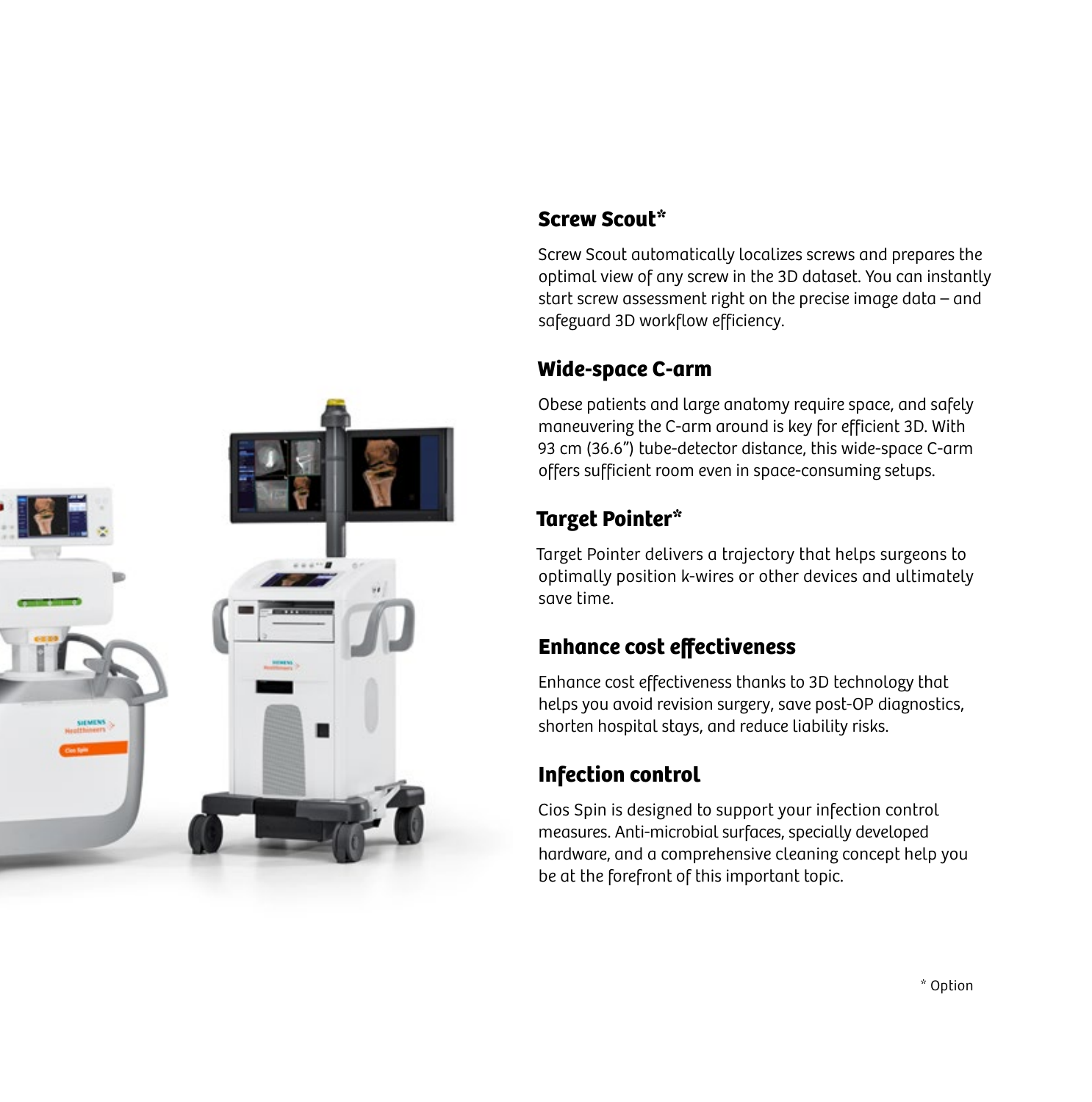## Screw Scout*

Screw Scout automatically localizes screws and prepares the optimal view of any screw in the 3D dataset. You can instantly start screw assessment right on the precise image data – and safeguard 3D workflow efficiency.

## Wide-space C-arm

Obese patients and large anatomy require space, and safely maneuvering the C-arm around is key for efficient 3D. With 93 cm (36.6") tube-detector distance, this wide-space C-arm offers sufficient room even in space-consuming setups.

## Target Pointer*

Target Pointer delivers a trajectory that helps surgeons to optimally position k-wires or other devices and ultimately save time.

## Enhance cost effectiveness

Enhance cost effectiveness thanks to 3D technology that helps you avoid revision surgery, save post-OP diagnostics, shorten hospital stays, and reduce liability risks.

## Infection control

Cios Spin is designed to support your infection control measures. Anti-microbial surfaces, specially developed hardware, and a comprehensive cleaning concept help you be at the forefront of this important topic.

* Option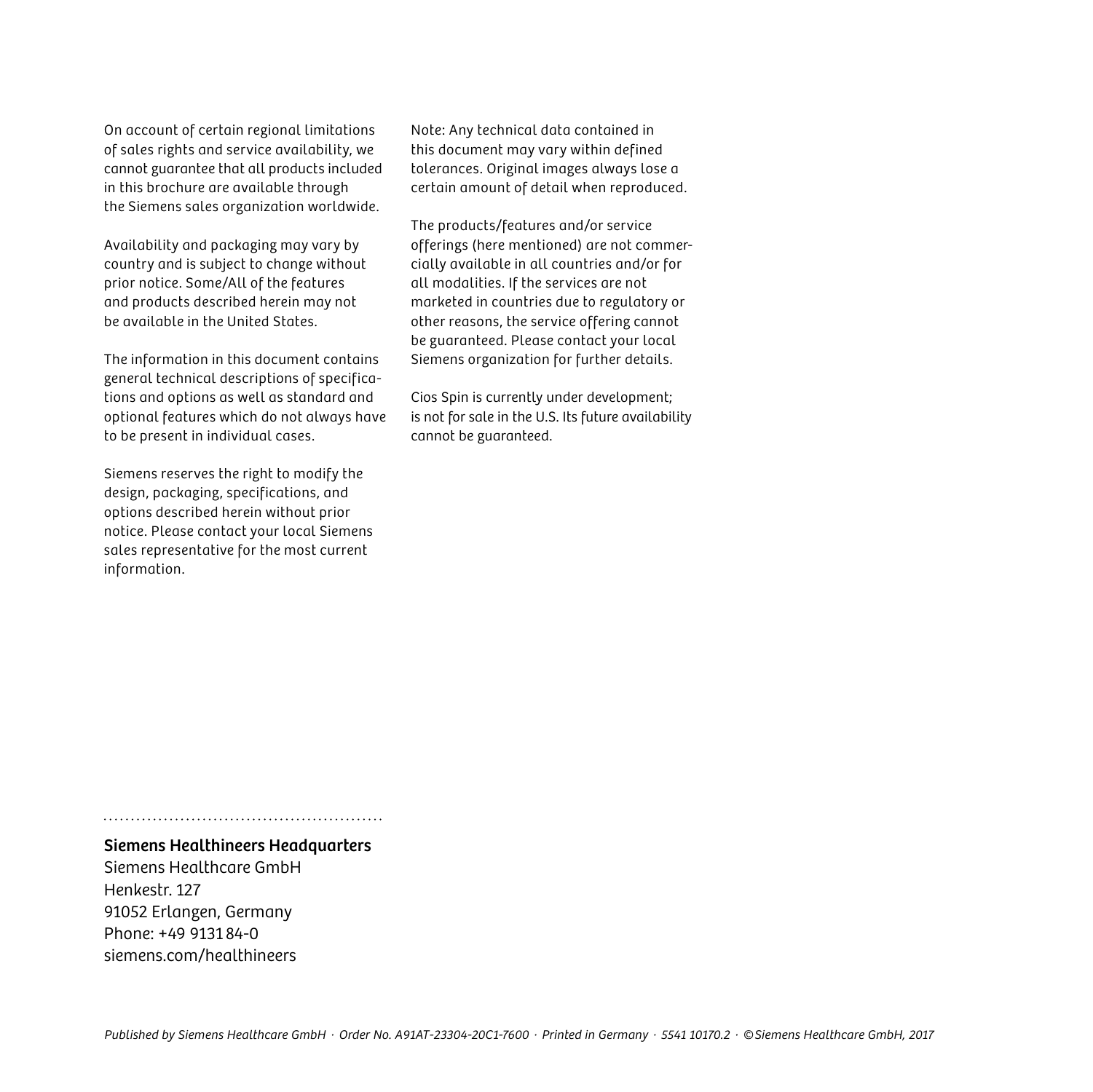On account of certain regional limitations of sales rights and service availability, we cannot guarantee that all products included in this brochure are available through the Siemens sales organization worldwide.

Availability and packaging may vary by country and is subject to change without prior notice. Some/All of the features and products described herein may not be available in the United States.

The information in this document contains general technical descriptions of specifications and options as well as standard and optional features which do not always have to be present in individual cases.

Siemens reserves the right to modify the design, packaging, specifications, and options described herein without prior notice. Please contact your local Siemens sales representative for the most current information.

Note: Any technical data contained in this document may vary within defined tolerances. Original images always lose a certain amount of detail when reproduced.

The products/features and/or service offerings (here mentioned) are not commercially available in all countries and/or for all modalities. If the services are not marketed in countries due to regulatory or other reasons, the service offering cannot be guaranteed. Please contact your local Siemens organization for further details.

Cios Spin is currently under development; is not for sale in the U.S. Its future availability cannot be guaranteed.

**Siemens Healthineers Headquarters**
Siemens Healthcare GmbH
Henkestr. 127
91052 Erlangen, Germany
Phone: +49 9131 84-0
siemens.com/healthineers

*Published by Siemens Healthcare GmbH · Order No. A91AT-23304-20C1-7600 · Printed in Germany · 5541 10170.2 · ©Siemens Healthcare GmbH, 2017*